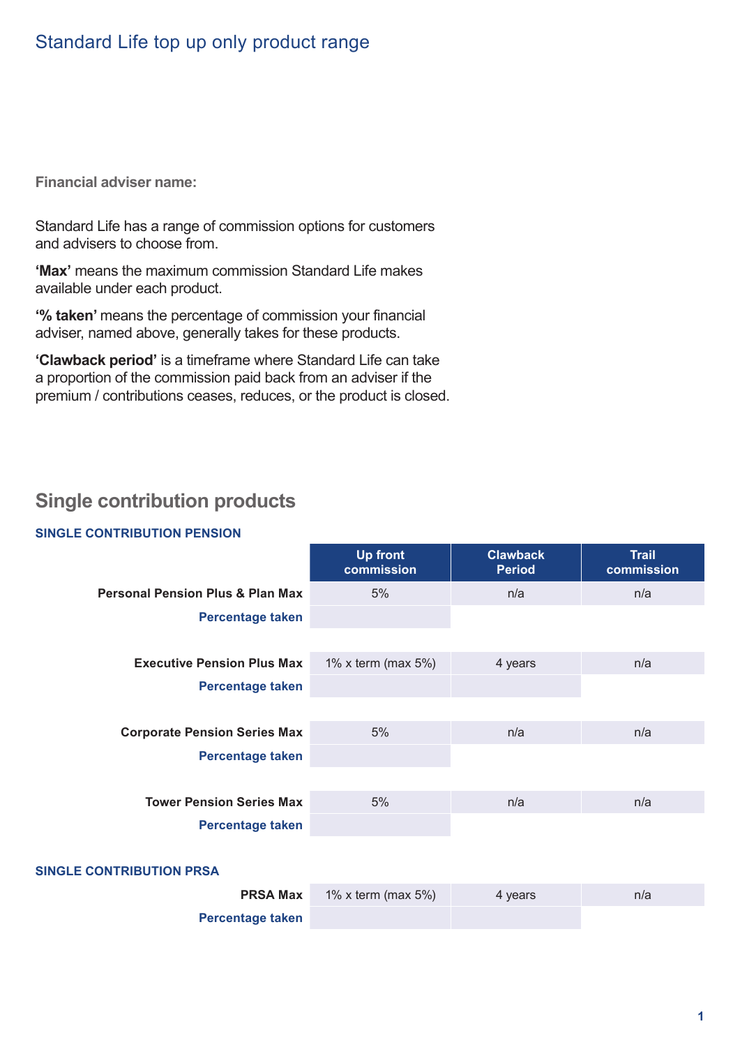# Standard Life top up only product range

**Financial adviser name:**

Standard Life has a range of commission options for customers and advisers to choose from.

**'Max'** means the maximum commission Standard Life makes available under each product.

**'% taken'** means the percentage of commission your financial adviser, named above, generally takes for these products.

**'Clawback period'** is a timeframe where Standard Life can take a proportion of the commission paid back from an adviser if the premium / contributions ceases, reduces, or the product is closed.

## Single contribution products

### SINGLE CONTRIBUTION PENSION

| | Up front commission | Clawback Period | Trail commission |
|---|---|---|---|
| **Personal Pension Plus & Plan Max** | 5% | n/a | n/a |
| **Percentage taken** | | | |
| **Executive Pension Plus Max** | 1% x term (max 5%) | 4 years | n/a |
| **Percentage taken** | | | |
| **Corporate Pension Series Max** | 5% | n/a | n/a |
| **Percentage taken** | | | |
| **Tower Pension Series Max** | 5% | n/a | n/a |
| **Percentage taken** | | | |

### SINGLE CONTRIBUTION PRSA

| | Up front commission | Clawback Period | Trail commission |
|---|---|---|---|
| **PRSA Max** | 1% x term (max 5%) | 4 years | n/a |
| **Percentage taken** | | | |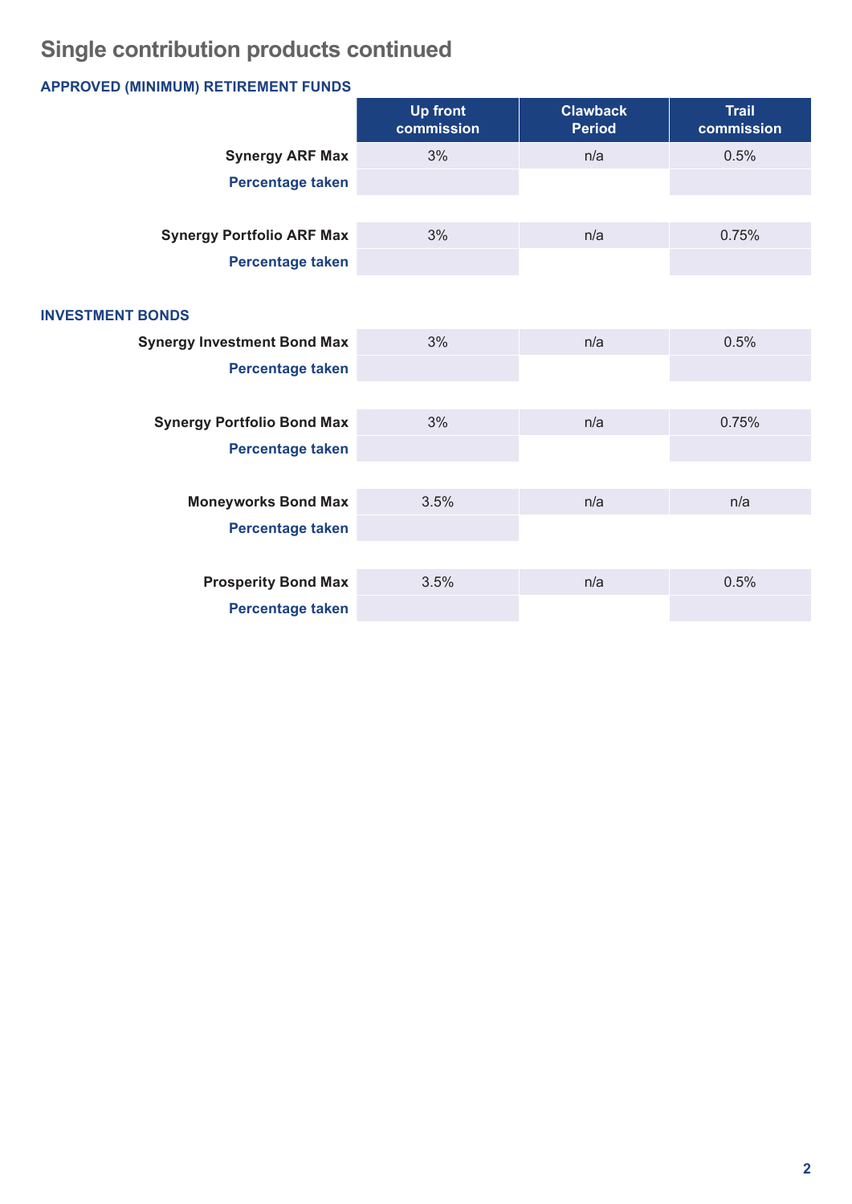# Single contribution products continued

### APPROVED (MINIMUM) RETIREMENT FUNDS

| | Up front commission | Clawback Period | Trail commission |
|---|---|---|---|
| **Synergy ARF Max** | 3% | n/a | 0.5% |
| **Percentage taken** | | | |
| **Synergy Portfolio ARF Max** | 3% | n/a | 0.75% |
| **Percentage taken** | | | |

### INVESTMENT BONDS

| | Up front commission | Clawback Period | Trail commission |
|---|---|---|---|
| **Synergy Investment Bond Max** | 3% | n/a | 0.5% |
| **Percentage taken** | | | |
| **Synergy Portfolio Bond Max** | 3% | n/a | 0.75% |
| **Percentage taken** | | | |
| **Moneyworks Bond Max** | 3.5% | n/a | n/a |
| **Percentage taken** | | | |
| **Prosperity Bond Max** | 3.5% | n/a | 0.5% |
| **Percentage taken** | | | |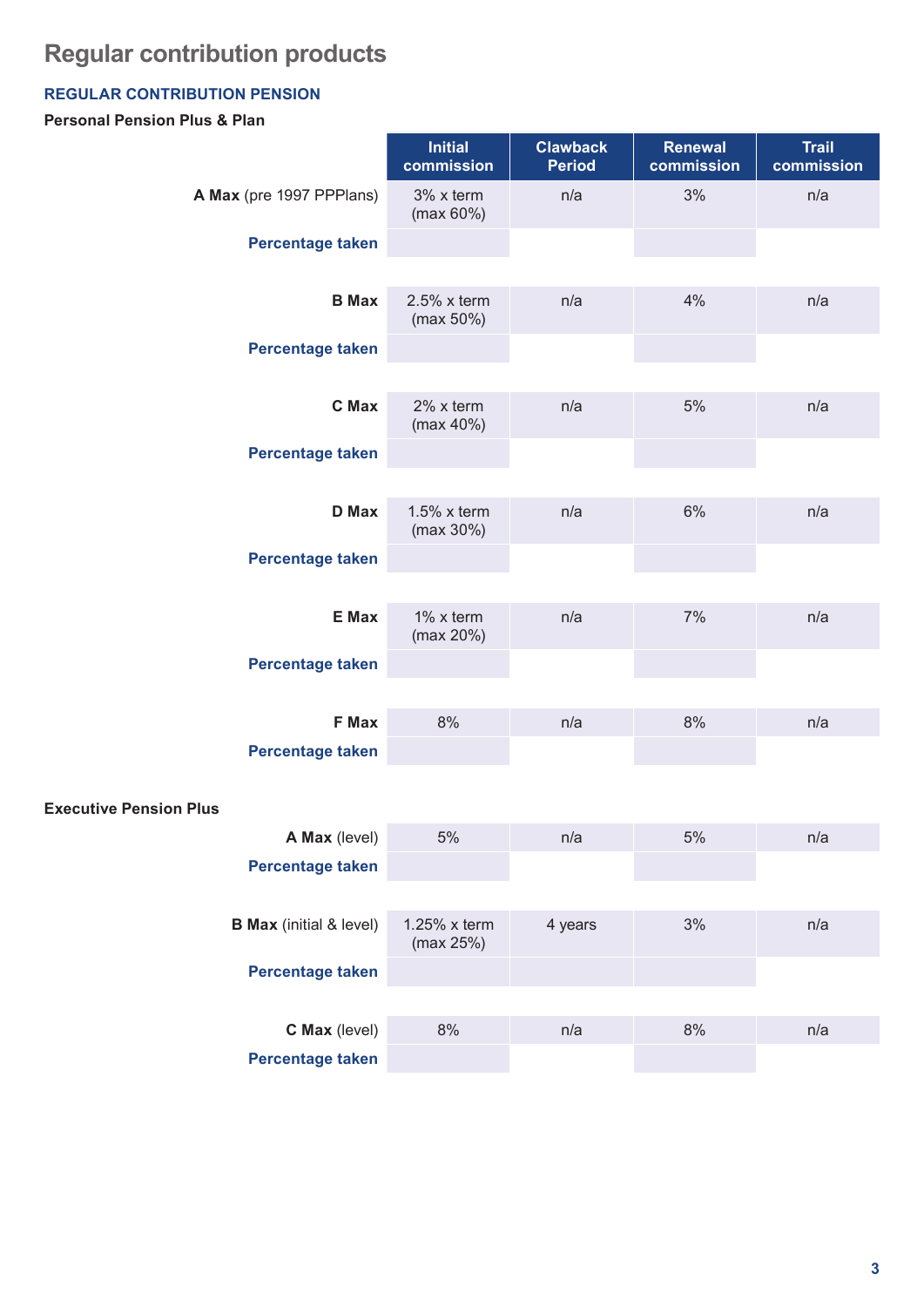# Regular contribution products

## REGULAR CONTRIBUTION PENSION

### Personal Pension Plus & Plan

| | Initial commission | Clawback Period | Renewal commission | Trail commission |
|---|---|---|---|---|
| **A Max** (pre 1997 PPPlans) | 3% x term (max 60%) | n/a | 3% | n/a |
| **Percentage taken** | | | | |
| **B Max** | 2.5% x term (max 50%) | n/a | 4% | n/a |
| **Percentage taken** | | | | |
| **C Max** | 2% x term (max 40%) | n/a | 5% | n/a |
| **Percentage taken** | | | | |
| **D Max** | 1.5% x term (max 30%) | n/a | 6% | n/a |
| **Percentage taken** | | | | |
| **E Max** | 1% x term (max 20%) | n/a | 7% | n/a |
| **Percentage taken** | | | | |
| **F Max** | 8% | n/a | 8% | n/a |
| **Percentage taken** | | | | |

### Executive Pension Plus

| | Initial commission | Clawback Period | Renewal commission | Trail commission |
|---|---|---|---|---|
| **A Max** (level) | 5% | n/a | 5% | n/a |
| **Percentage taken** | | | | |
| **B Max** (initial & level) | 1.25% x term (max 25%) | 4 years | 3% | n/a |
| **Percentage taken** | | | | |
| **C Max** (level) | 8% | n/a | 8% | n/a |
| **Percentage taken** | | | | |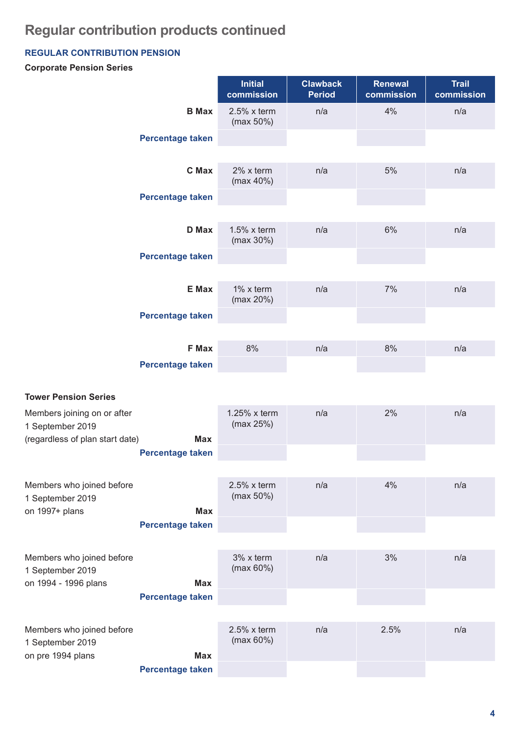# Regular contribution products continued

## REGULAR CONTRIBUTION PENSION

### Corporate Pension Series

| | Initial commission | Clawback Period | Renewal commission | Trail commission |
|---|---|---|---|---|
| **B Max** | 2.5% x term (max 50%) | n/a | 4% | n/a |
| **Percentage taken** | | | | |
| **C Max** | 2% x term (max 40%) | n/a | 5% | n/a |
| **Percentage taken** | | | | |
| **D Max** | 1.5% x term (max 30%) | n/a | 6% | n/a |
| **Percentage taken** | | | | |
| **E Max** | 1% x term (max 20%) | n/a | 7% | n/a |
| **Percentage taken** | | | | |
| **F Max** | 8% | n/a | 8% | n/a |
| **Percentage taken** | | | | |

### Tower Pension Series

| | Initial commission | Clawback Period | Renewal commission | Trail commission |
|---|---|---|---|---|
| Members joining on or after 1 September 2019 (regardless of plan start date) **Max** | 1.25% x term (max 25%) | n/a | 2% | n/a |
| **Percentage taken** | | | | |
| Members who joined before 1 September 2019 on 1997+ plans **Max** | 2.5% x term (max 50%) | n/a | 4% | n/a |
| **Percentage taken** | | | | |
| Members who joined before 1 September 2019 on 1994 - 1996 plans **Max** | 3% x term (max 60%) | n/a | 3% | n/a |
| **Percentage taken** | | | | |
| Members who joined before 1 September 2019 on pre 1994 plans **Max** | 2.5% x term (max 60%) | n/a | 2.5% | n/a |
| **Percentage taken** | | | | |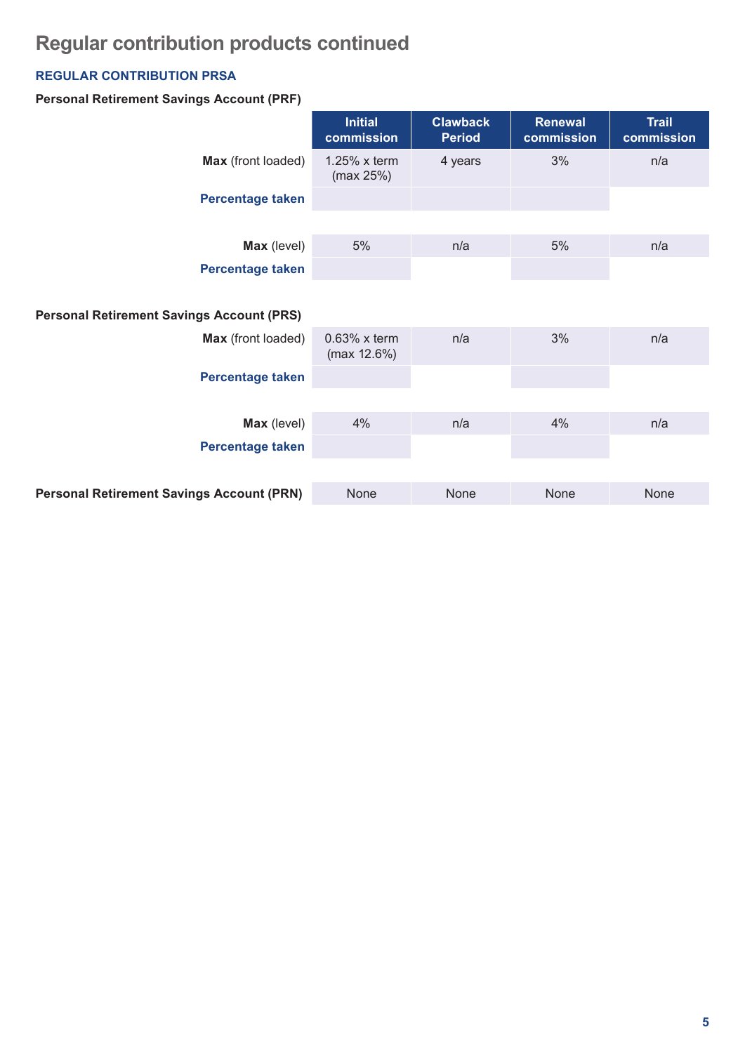# Regular contribution products continued

### REGULAR CONTRIBUTION PRSA

**Personal Retirement Savings Account (PRF)**

| | Initial commission | Clawback Period | Renewal commission | Trail commission |
|---|---|---|---|---|
| **Max** (front loaded) | 1.25% x term (max 25%) | 4 years | 3% | n/a |
| **Percentage taken** | | | | |
| **Max** (level) | 5% | n/a | 5% | n/a |
| **Percentage taken** | | | | |

**Personal Retirement Savings Account (PRS)**

| | Initial commission | Clawback Period | Renewal commission | Trail commission |
|---|---|---|---|---|
| **Max** (front loaded) | 0.63% x term (max 12.6%) | n/a | 3% | n/a |
| **Percentage taken** | | | | |
| **Max** (level) | 4% | n/a | 4% | n/a |
| **Percentage taken** | | | | |

| | Initial commission | Clawback Period | Renewal commission | Trail commission |
|---|---|---|---|---|
| **Personal Retirement Savings Account (PRN)** | None | None | None | None |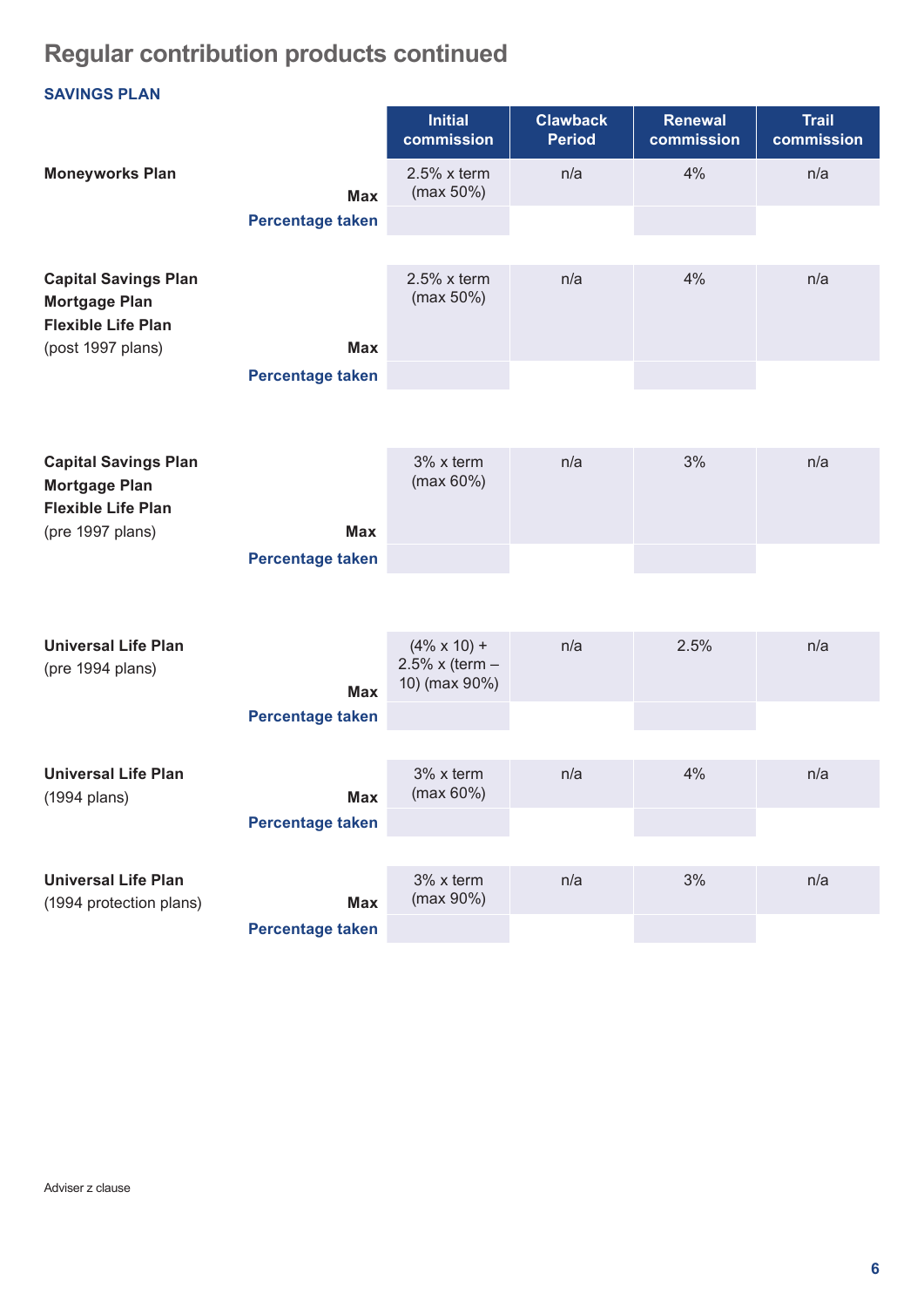# Regular contribution products continued

### SAVINGS PLAN

| | | Initial commission | Clawback Period | Renewal commission | Trail commission |
|---|---|---|---|---|---|
| **Moneyworks Plan** | **Max** | 2.5% x term (max 50%) | n/a | 4% | n/a |
| | **Percentage taken** | | | | |
| **Capital Savings Plan**<br>**Mortgage Plan**<br>**Flexible Life Plan**<br>(post 1997 plans) | **Max** | 2.5% x term (max 50%) | n/a | 4% | n/a |
| | **Percentage taken** | | | | |
| **Capital Savings Plan**<br>**Mortgage Plan**<br>**Flexible Life Plan**<br>(pre 1997 plans) | **Max** | 3% x term (max 60%) | n/a | 3% | n/a |
| | **Percentage taken** | | | | |
| **Universal Life Plan**<br>(pre 1994 plans) | **Max** | (4% x 10) + 2.5% x (term – 10) (max 90%) | n/a | 2.5% | n/a |
| | **Percentage taken** | | | | |
| **Universal Life Plan**<br>(1994 plans) | **Max** | 3% x term (max 60%) | n/a | 4% | n/a |
| | **Percentage taken** | | | | |
| **Universal Life Plan**<br>(1994 protection plans) | **Max** | 3% x term (max 90%) | n/a | 3% | n/a |
| | **Percentage taken** | | | | |

Adviser z clause